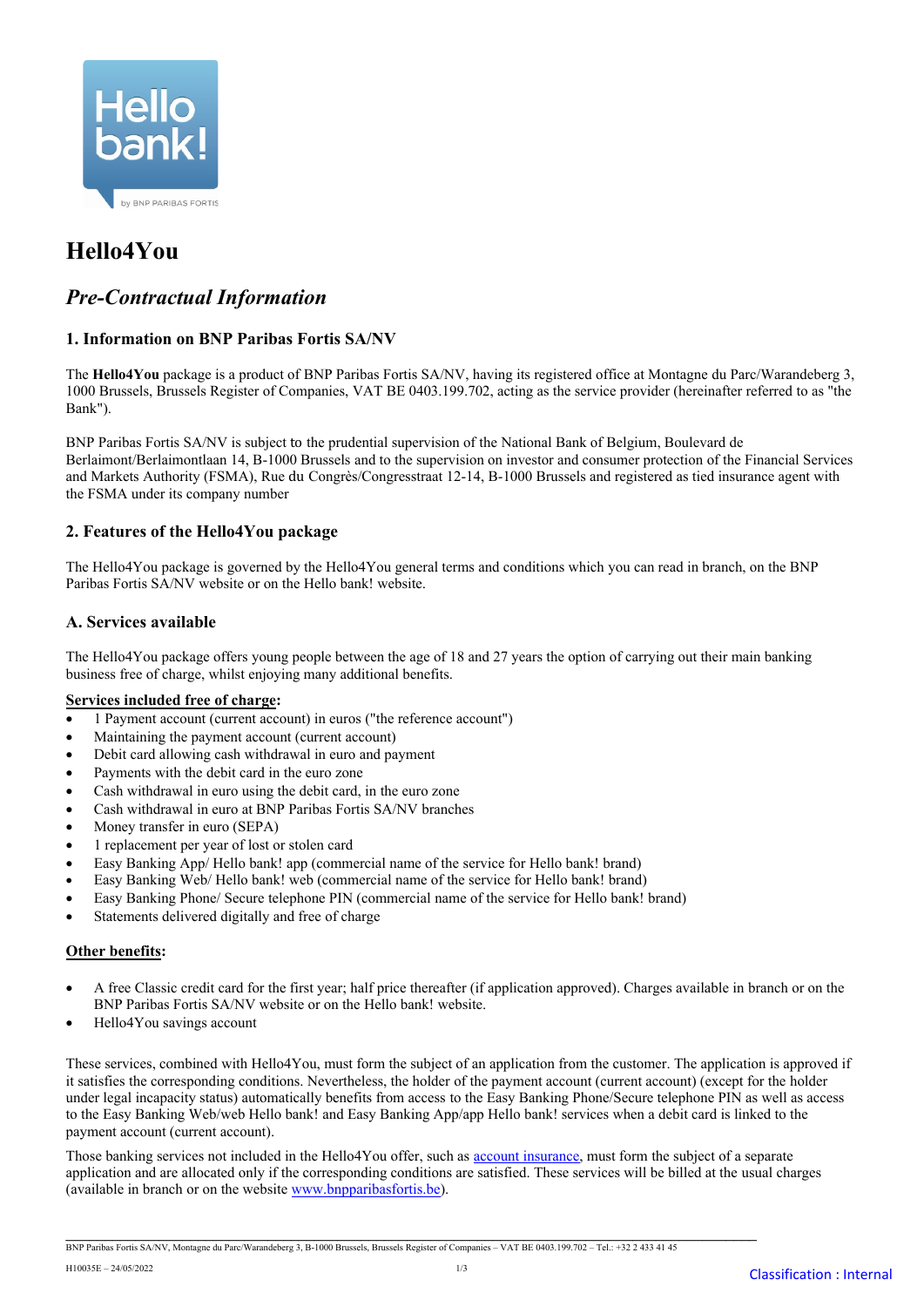# Hello4You

## *Pre-Contractual Information*

### 1. Information on BNP Paribas Fortis SA/NV

The **Hello4You** package is a product of BNP Paribas Fortis SA/NV, having its registered office at Montagne du Parc/Warandeberg 3, 1000 Brussels, Brussels Register of Companies, VAT BE 0403.199.702, acting as the service provider (hereinafter referred to as "the Bank").

BNP Paribas Fortis SA/NV is subject to the prudential supervision of the National Bank of Belgium, Boulevard de Berlaimont/Berlaimontlaan 14, B-1000 Brussels and to the supervision on investor and consumer protection of the Financial Services and Markets Authority (FSMA), Rue du Congrès/Congresstraat 12-14, B-1000 Brussels and registered as tied insurance agent with the FSMA under its company number

### 2. Features of the Hello4You package

The Hello4You package is governed by the Hello4You general terms and conditions which you can read in branch, on the BNP Paribas Fortis SA/NV website or on the Hello bank! website.

### A. Services available

The Hello4You package offers young people between the age of 18 and 27 years the option of carrying out their main banking business free of charge, whilst enjoying many additional benefits.

**Services included free of charge:**

- 1 Payment account (current account) in euros ("the reference account")
- Maintaining the payment account (current account)
- Debit card allowing cash withdrawal in euro and payment
- Payments with the debit card in the euro zone
- Cash withdrawal in euro using the debit card, in the euro zone
- Cash withdrawal in euro at BNP Paribas Fortis SA/NV branches
- Money transfer in euro (SEPA)
- 1 replacement per year of lost or stolen card
- Easy Banking App/ Hello bank! app (commercial name of the service for Hello bank! brand)
- Easy Banking Web/ Hello bank! web (commercial name of the service for Hello bank! brand)
- Easy Banking Phone/ Secure telephone PIN (commercial name of the service for Hello bank! brand)
- Statements delivered digitally and free of charge

**Other benefits:**

- A free Classic credit card for the first year; half price thereafter (if application approved). Charges available in branch or on the BNP Paribas Fortis SA/NV website or on the Hello bank! website.
- Hello4You savings account

These services, combined with Hello4You, must form the subject of an application from the customer. The application is approved if it satisfies the corresponding conditions. Nevertheless, the holder of the payment account (current account) (except for the holder under legal incapacity status) automatically benefits from access to the Easy Banking Phone/Secure telephone PIN as well as access to the Easy Banking Web/web Hello bank! and Easy Banking App/app Hello bank! services when a debit card is linked to the payment account (current account).

Those banking services not included in the Hello4You offer, such as account insurance, must form the subject of a separate application and are allocated only if the corresponding conditions are satisfied. These services will be billed at the usual charges (available in branch or on the website www.bnpparibasfortis.be).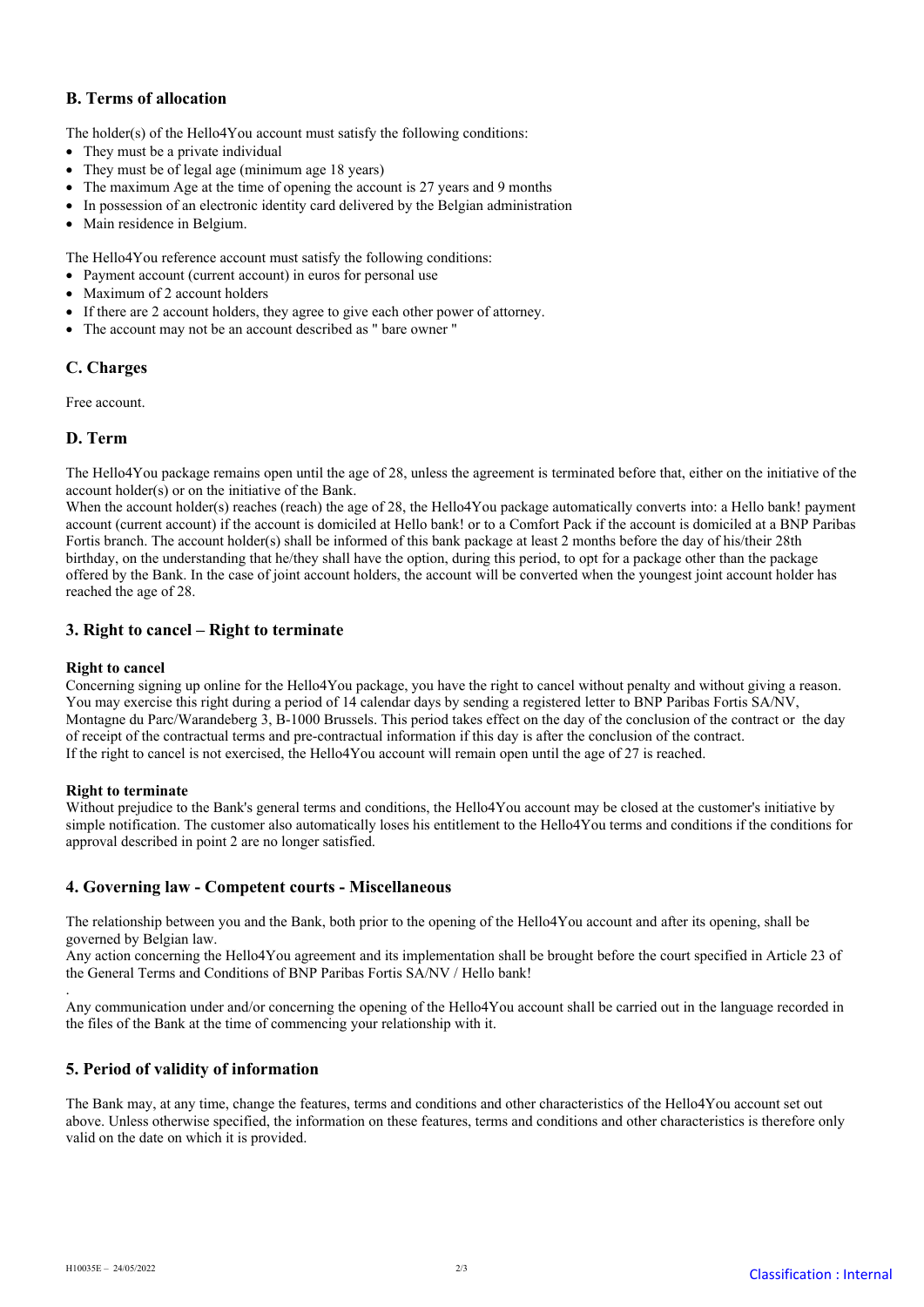### B. Terms of allocation

The holder(s) of the Hello4You account must satisfy the following conditions:

- They must be a private individual
- They must be of legal age (minimum age 18 years)
- The maximum Age at the time of opening the account is 27 years and 9 months
- In possession of an electronic identity card delivered by the Belgian administration
- Main residence in Belgium.

The Hello4You reference account must satisfy the following conditions:

- Payment account (current account) in euros for personal use
- Maximum of 2 account holders
- If there are 2 account holders, they agree to give each other power of attorney.
- The account may not be an account described as " bare owner "

### C. Charges

Free account.

### D. Term

The Hello4You package remains open until the age of 28, unless the agreement is terminated before that, either on the initiative of the account holder(s) or on the initiative of the Bank.
When the account holder(s) reaches (reach) the age of 28, the Hello4You package automatically converts into: a Hello bank! payment account (current account) if the account is domiciled at Hello bank! or to a Comfort Pack if the account is domiciled at a BNP Paribas Fortis branch. The account holder(s) shall be informed of this bank package at least 2 months before the day of his/their 28th birthday, on the understanding that he/they shall have the option, during this period, to opt for a package other than the package offered by the Bank. In the case of joint account holders, the account will be converted when the youngest joint account holder has reached the age of 28.

## 3. Right to cancel – Right to terminate

**Right to cancel**
Concerning signing up online for the Hello4You package, you have the right to cancel without penalty and without giving a reason. You may exercise this right during a period of 14 calendar days by sending a registered letter to BNP Paribas Fortis SA/NV, Montagne du Parc/Warandeberg 3, B-1000 Brussels. This period takes effect on the day of the conclusion of the contract or the day of receipt of the contractual terms and pre-contractual information if this day is after the conclusion of the contract.
If the right to cancel is not exercised, the Hello4You account will remain open until the age of 27 is reached.

**Right to terminate**
Without prejudice to the Bank's general terms and conditions, the Hello4You account may be closed at the customer's initiative by simple notification. The customer also automatically loses his entitlement to the Hello4You terms and conditions if the conditions for approval described in point 2 are no longer satisfied.

## 4. Governing law - Competent courts - Miscellaneous

The relationship between you and the Bank, both prior to the opening of the Hello4You account and after its opening, shall be governed by Belgian law.
Any action concerning the Hello4You agreement and its implementation shall be brought before the court specified in Article 23 of the General Terms and Conditions of BNP Paribas Fortis SA/NV / Hello bank!

Any communication under and/or concerning the opening of the Hello4You account shall be carried out in the language recorded in the files of the Bank at the time of commencing your relationship with it.

## 5. Period of validity of information

The Bank may, at any time, change the features, terms and conditions and other characteristics of the Hello4You account set out above. Unless otherwise specified, the information on these features, terms and conditions and other characteristics is therefore only valid on the date on which it is provided.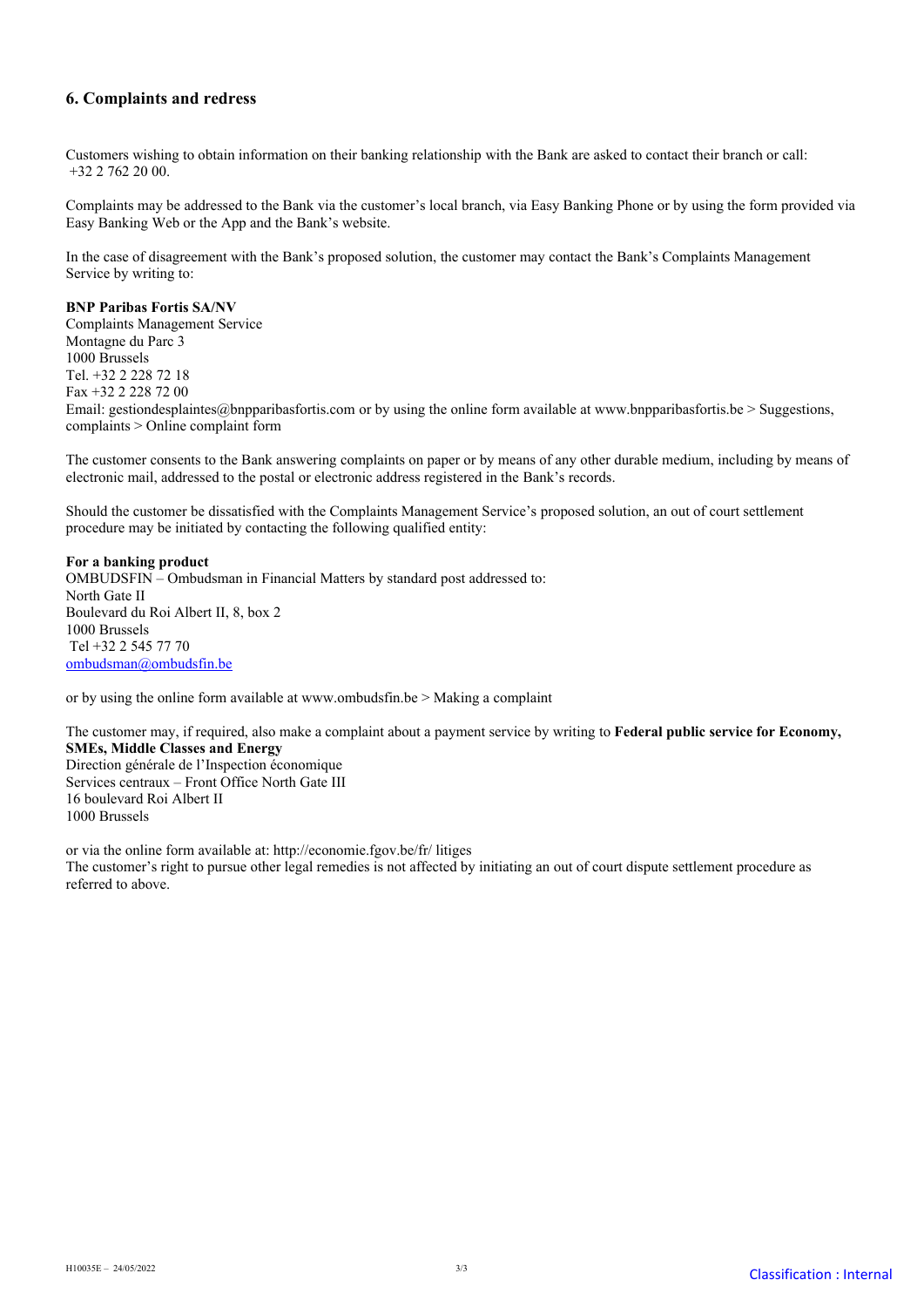## 6. Complaints and redress

Customers wishing to obtain information on their banking relationship with the Bank are asked to contact their branch or call: +32 2 762 20 00.

Complaints may be addressed to the Bank via the customer's local branch, via Easy Banking Phone or by using the form provided via Easy Banking Web or the App and the Bank's website.

In the case of disagreement with the Bank's proposed solution, the customer may contact the Bank's Complaints Management Service by writing to:

**BNP Paribas Fortis SA/NV**
Complaints Management Service
Montagne du Parc 3
1000 Brussels
Tel. +32 2 228 72 18
Fax +32 2 228 72 00
Email: gestiondesplaintes@bnpparibasfortis.com or by using the online form available at www.bnpparibasfortis.be > Suggestions, complaints > Online complaint form

The customer consents to the Bank answering complaints on paper or by means of any other durable medium, including by means of electronic mail, addressed to the postal or electronic address registered in the Bank's records.

Should the customer be dissatisfied with the Complaints Management Service's proposed solution, an out of court settlement procedure may be initiated by contacting the following qualified entity:

**For a banking product**
OMBUDSFIN – Ombudsman in Financial Matters by standard post addressed to:
North Gate II
Boulevard du Roi Albert II, 8, box 2
1000 Brussels
Tel +32 2 545 77 70
ombudsman@ombudsfin.be

or by using the online form available at www.ombudsfin.be > Making a complaint

The customer may, if required, also make a complaint about a payment service by writing to **Federal public service for Economy, SMEs, Middle Classes and Energy**
Direction générale de l'Inspection économique
Services centraux – Front Office North Gate III
16 boulevard Roi Albert II
1000 Brussels

or via the online form available at: http://economie.fgov.be/fr/ litiges
The customer's right to pursue other legal remedies is not affected by initiating an out of court dispute settlement procedure as referred to above.